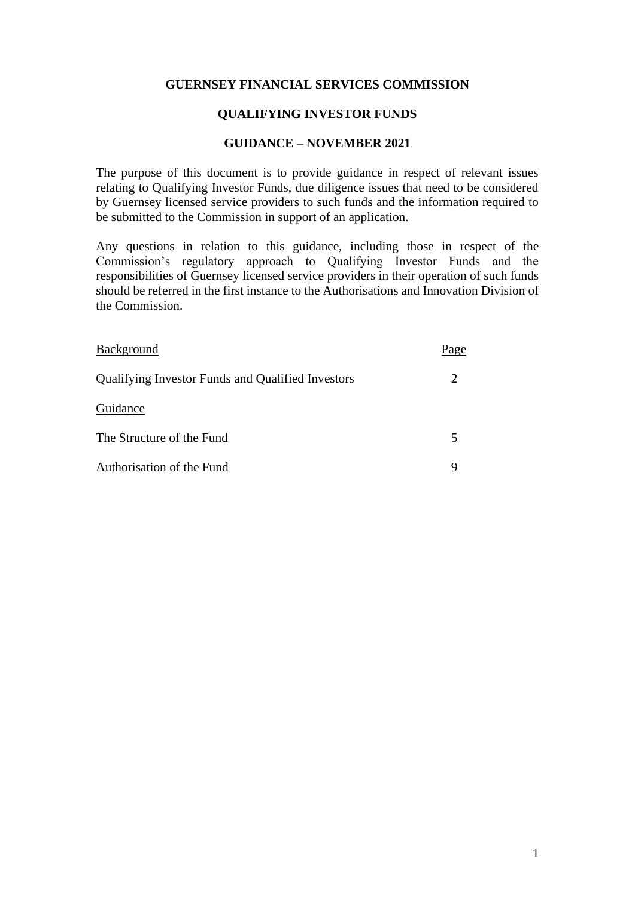**GUERNSEY FINANCIAL SERVICES COMMISSION**

**QUALIFYING INVESTOR FUNDS**

**GUIDANCE – NOVEMBER 2021**

The purpose of this document is to provide guidance in respect of relevant issues relating to Qualifying Investor Funds, due diligence issues that need to be considered by Guernsey licensed service providers to such funds and the information required to be submitted to the Commission in support of an application.

Any questions in relation to this guidance, including those in respect of the Commission's regulatory approach to Qualifying Investor Funds and the responsibilities of Guernsey licensed service providers in their operation of such funds should be referred in the first instance to the Authorisations and Innovation Division of the Commission.

| Background | Page |
|---|---|
| Qualifying Investor Funds and Qualified Investors | 2 |
| Guidance | |
| The Structure of the Fund | 5 |
| Authorisation of the Fund | 9 |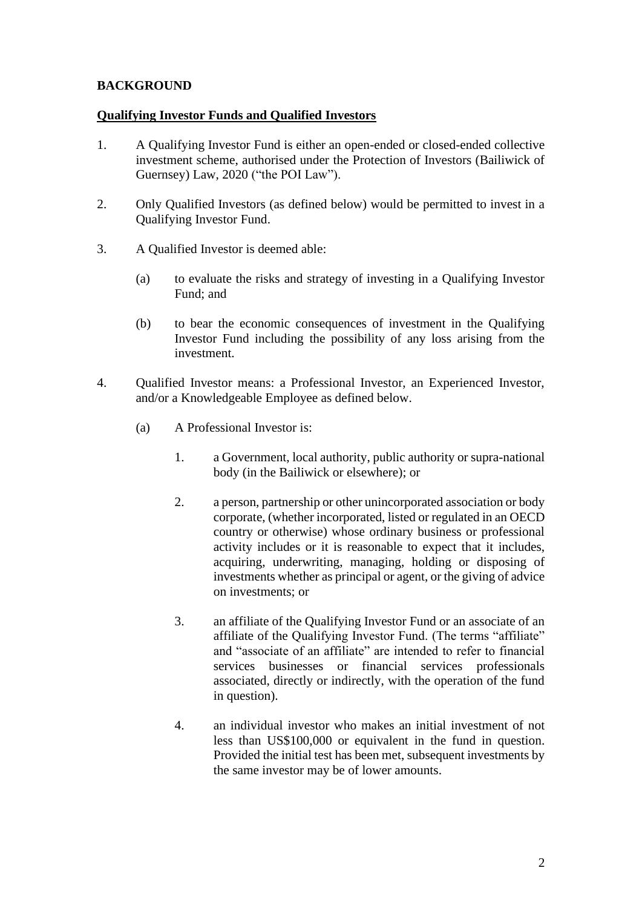**BACKGROUND**

**Qualifying Investor Funds and Qualified Investors**

1. A Qualifying Investor Fund is either an open-ended or closed-ended collective investment scheme, authorised under the Protection of Investors (Bailiwick of Guernsey) Law, 2020 ("the POI Law").

2. Only Qualified Investors (as defined below) would be permitted to invest in a Qualifying Investor Fund.

3. A Qualified Investor is deemed able:

   (a) to evaluate the risks and strategy of investing in a Qualifying Investor Fund; and

   (b) to bear the economic consequences of investment in the Qualifying Investor Fund including the possibility of any loss arising from the investment.

4. Qualified Investor means: a Professional Investor, an Experienced Investor, and/or a Knowledgeable Employee as defined below.

   (a) A Professional Investor is:

      1. a Government, local authority, public authority or supra-national body (in the Bailiwick or elsewhere); or

      2. a person, partnership or other unincorporated association or body corporate, (whether incorporated, listed or regulated in an OECD country or otherwise) whose ordinary business or professional activity includes or it is reasonable to expect that it includes, acquiring, underwriting, managing, holding or disposing of investments whether as principal or agent, or the giving of advice on investments; or

      3. an affiliate of the Qualifying Investor Fund or an associate of an affiliate of the Qualifying Investor Fund. (The terms "affiliate" and "associate of an affiliate" are intended to refer to financial services businesses or financial services professionals associated, directly or indirectly, with the operation of the fund in question).

      4. an individual investor who makes an initial investment of not less than US$100,000 or equivalent in the fund in question. Provided the initial test has been met, subsequent investments by the same investor may be of lower amounts.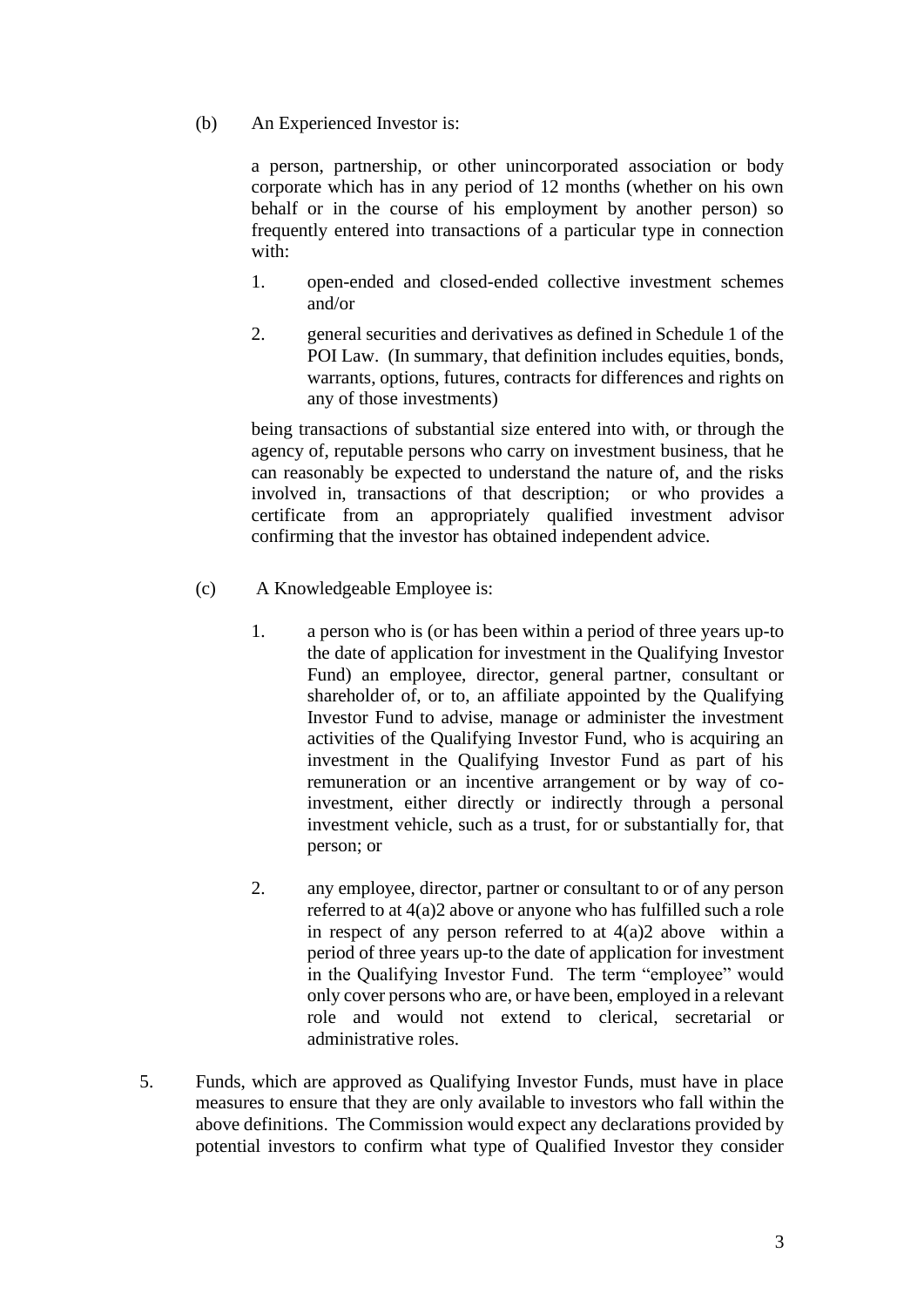(b) An Experienced Investor is:

a person, partnership, or other unincorporated association or body corporate which has in any period of 12 months (whether on his own behalf or in the course of his employment by another person) so frequently entered into transactions of a particular type in connection with:

1. open-ended and closed-ended collective investment schemes and/or

2. general securities and derivatives as defined in Schedule 1 of the POI Law. (In summary, that definition includes equities, bonds, warrants, options, futures, contracts for differences and rights on any of those investments)

being transactions of substantial size entered into with, or through the agency of, reputable persons who carry on investment business, that he can reasonably be expected to understand the nature of, and the risks involved in, transactions of that description; or who provides a certificate from an appropriately qualified investment advisor confirming that the investor has obtained independent advice.

(c) A Knowledgeable Employee is:

1. a person who is (or has been within a period of three years up-to the date of application for investment in the Qualifying Investor Fund) an employee, director, general partner, consultant or shareholder of, or to, an affiliate appointed by the Qualifying Investor Fund to advise, manage or administer the investment activities of the Qualifying Investor Fund, who is acquiring an investment in the Qualifying Investor Fund as part of his remuneration or an incentive arrangement or by way of co-investment, either directly or indirectly through a personal investment vehicle, such as a trust, for or substantially for, that person; or

2. any employee, director, partner or consultant to or of any person referred to at 4(a)2 above or anyone who has fulfilled such a role in respect of any person referred to at 4(a)2 above within a period of three years up-to the date of application for investment in the Qualifying Investor Fund. The term "employee" would only cover persons who are, or have been, employed in a relevant role and would not extend to clerical, secretarial or administrative roles.

5. Funds, which are approved as Qualifying Investor Funds, must have in place measures to ensure that they are only available to investors who fall within the above definitions. The Commission would expect any declarations provided by potential investors to confirm what type of Qualified Investor they consider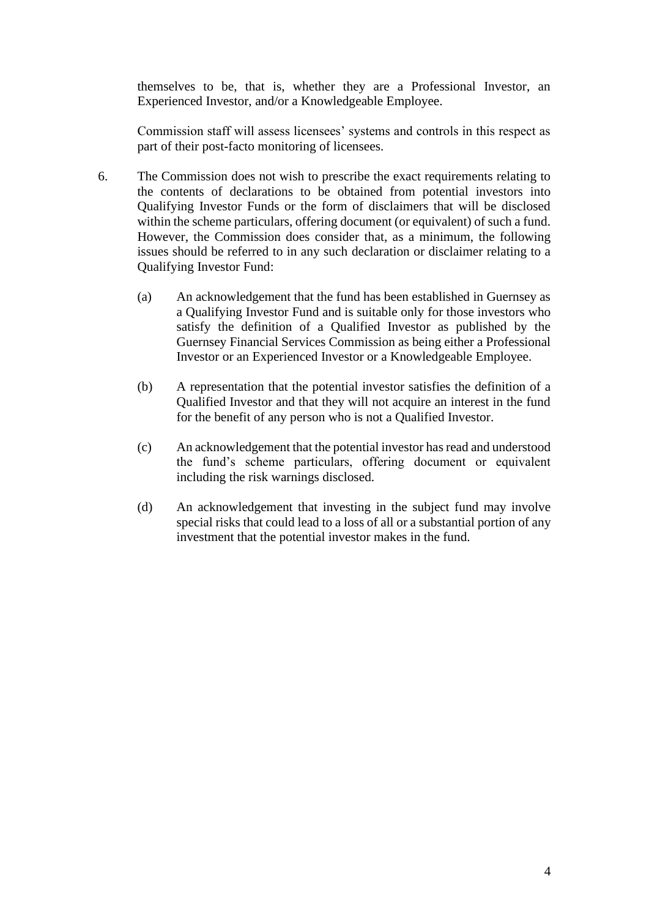themselves to be, that is, whether they are a Professional Investor, an Experienced Investor, and/or a Knowledgeable Employee.

Commission staff will assess licensees' systems and controls in this respect as part of their post-facto monitoring of licensees.

6. The Commission does not wish to prescribe the exact requirements relating to the contents of declarations to be obtained from potential investors into Qualifying Investor Funds or the form of disclaimers that will be disclosed within the scheme particulars, offering document (or equivalent) of such a fund. However, the Commission does consider that, as a minimum, the following issues should be referred to in any such declaration or disclaimer relating to a Qualifying Investor Fund:

   (a) An acknowledgement that the fund has been established in Guernsey as a Qualifying Investor Fund and is suitable only for those investors who satisfy the definition of a Qualified Investor as published by the Guernsey Financial Services Commission as being either a Professional Investor or an Experienced Investor or a Knowledgeable Employee.

   (b) A representation that the potential investor satisfies the definition of a Qualified Investor and that they will not acquire an interest in the fund for the benefit of any person who is not a Qualified Investor.

   (c) An acknowledgement that the potential investor has read and understood the fund's scheme particulars, offering document or equivalent including the risk warnings disclosed.

   (d) An acknowledgement that investing in the subject fund may involve special risks that could lead to a loss of all or a substantial portion of any investment that the potential investor makes in the fund.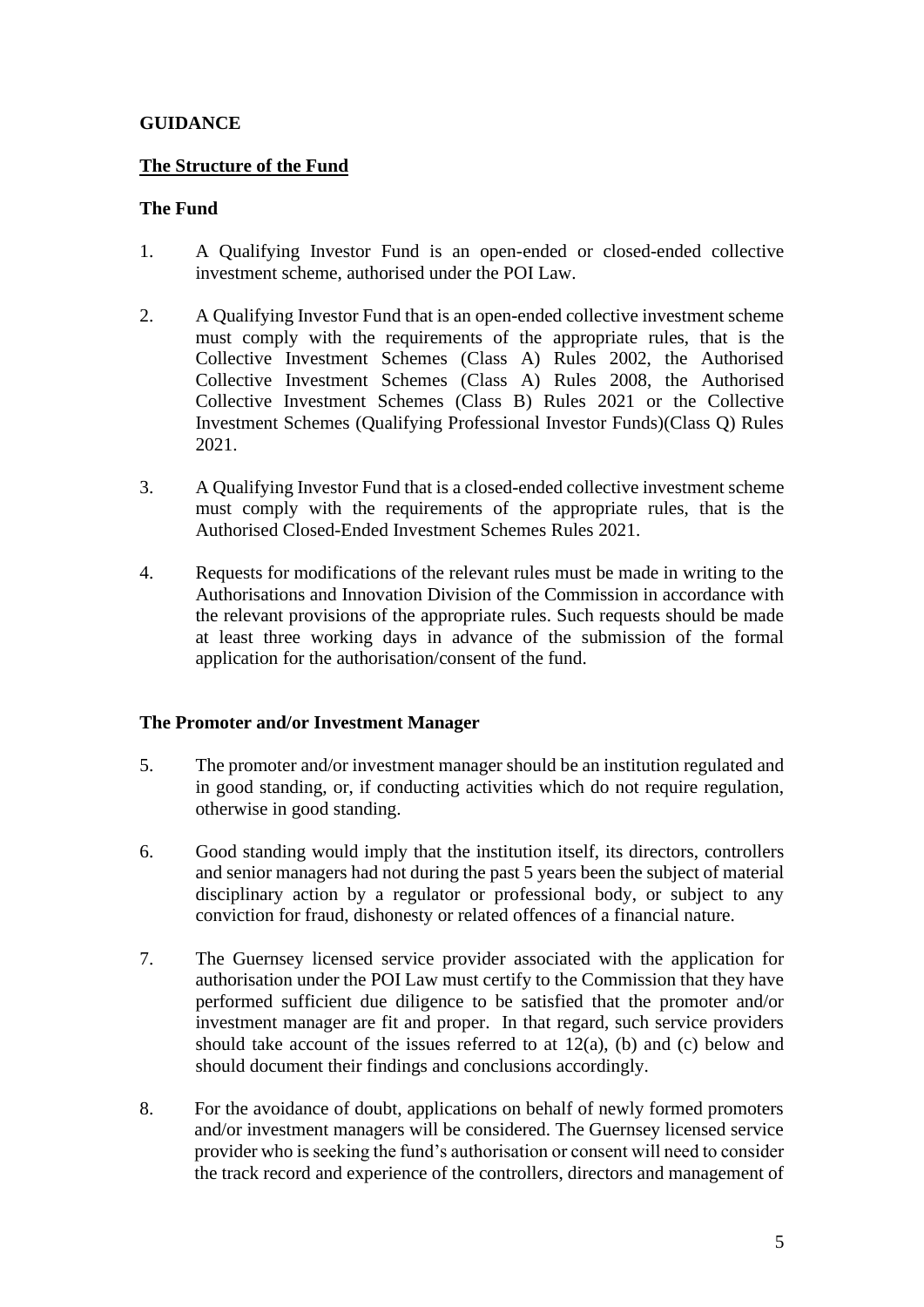**GUIDANCE**

**<u>The Structure of the Fund</u>**

**The Fund**

1. A Qualifying Investor Fund is an open-ended or closed-ended collective investment scheme, authorised under the POI Law.

2. A Qualifying Investor Fund that is an open-ended collective investment scheme must comply with the requirements of the appropriate rules, that is the Collective Investment Schemes (Class A) Rules 2002, the Authorised Collective Investment Schemes (Class A) Rules 2008, the Authorised Collective Investment Schemes (Class B) Rules 2021 or the Collective Investment Schemes (Qualifying Professional Investor Funds)(Class Q) Rules 2021.

3. A Qualifying Investor Fund that is a closed-ended collective investment scheme must comply with the requirements of the appropriate rules, that is the Authorised Closed-Ended Investment Schemes Rules 2021.

4. Requests for modifications of the relevant rules must be made in writing to the Authorisations and Innovation Division of the Commission in accordance with the relevant provisions of the appropriate rules. Such requests should be made at least three working days in advance of the submission of the formal application for the authorisation/consent of the fund.

**The Promoter and/or Investment Manager**

5. The promoter and/or investment manager should be an institution regulated and in good standing, or, if conducting activities which do not require regulation, otherwise in good standing.

6. Good standing would imply that the institution itself, its directors, controllers and senior managers had not during the past 5 years been the subject of material disciplinary action by a regulator or professional body, or subject to any conviction for fraud, dishonesty or related offences of a financial nature.

7. The Guernsey licensed service provider associated with the application for authorisation under the POI Law must certify to the Commission that they have performed sufficient due diligence to be satisfied that the promoter and/or investment manager are fit and proper. In that regard, such service providers should take account of the issues referred to at 12(a), (b) and (c) below and should document their findings and conclusions accordingly.

8. For the avoidance of doubt, applications on behalf of newly formed promoters and/or investment managers will be considered. The Guernsey licensed service provider who is seeking the fund's authorisation or consent will need to consider the track record and experience of the controllers, directors and management of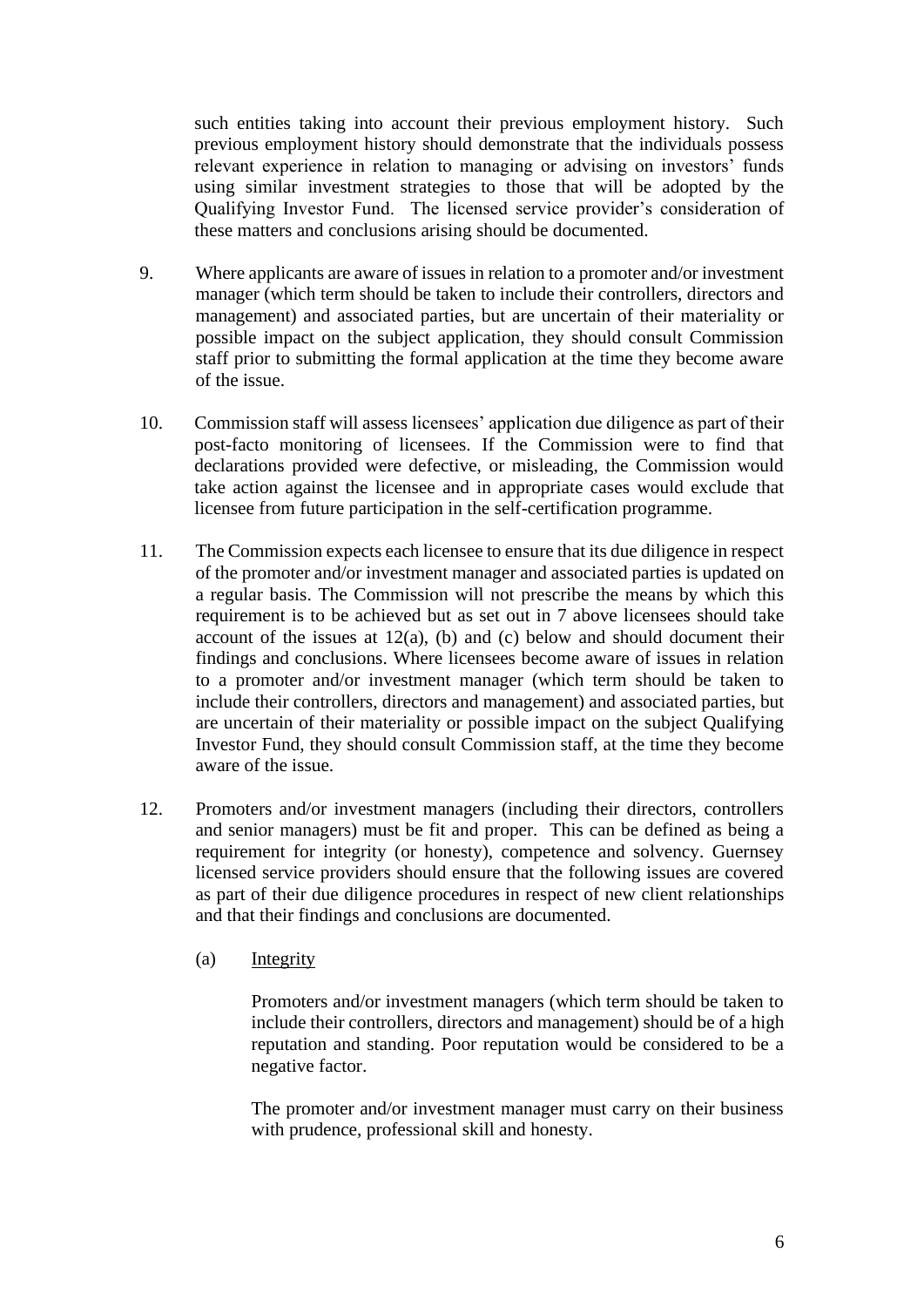such entities taking into account their previous employment history. Such previous employment history should demonstrate that the individuals possess relevant experience in relation to managing or advising on investors' funds using similar investment strategies to those that will be adopted by the Qualifying Investor Fund. The licensed service provider's consideration of these matters and conclusions arising should be documented.

9. Where applicants are aware of issues in relation to a promoter and/or investment manager (which term should be taken to include their controllers, directors and management) and associated parties, but are uncertain of their materiality or possible impact on the subject application, they should consult Commission staff prior to submitting the formal application at the time they become aware of the issue.

10. Commission staff will assess licensees' application due diligence as part of their post-facto monitoring of licensees. If the Commission were to find that declarations provided were defective, or misleading, the Commission would take action against the licensee and in appropriate cases would exclude that licensee from future participation in the self-certification programme.

11. The Commission expects each licensee to ensure that its due diligence in respect of the promoter and/or investment manager and associated parties is updated on a regular basis. The Commission will not prescribe the means by which this requirement is to be achieved but as set out in 7 above licensees should take account of the issues at 12(a), (b) and (c) below and should document their findings and conclusions. Where licensees become aware of issues in relation to a promoter and/or investment manager (which term should be taken to include their controllers, directors and management) and associated parties, but are uncertain of their materiality or possible impact on the subject Qualifying Investor Fund, they should consult Commission staff, at the time they become aware of the issue.

12. Promoters and/or investment managers (including their directors, controllers and senior managers) must be fit and proper. This can be defined as being a requirement for integrity (or honesty), competence and solvency. Guernsey licensed service providers should ensure that the following issues are covered as part of their due diligence procedures in respect of new client relationships and that their findings and conclusions are documented.

    (a) Integrity

    Promoters and/or investment managers (which term should be taken to include their controllers, directors and management) should be of a high reputation and standing. Poor reputation would be considered to be a negative factor.

    The promoter and/or investment manager must carry on their business with prudence, professional skill and honesty.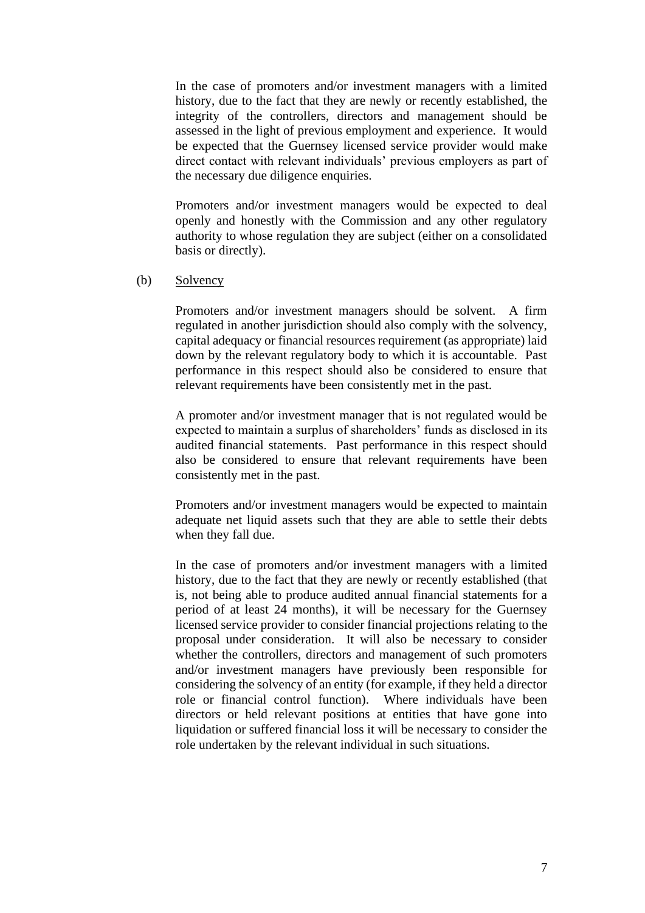In the case of promoters and/or investment managers with a limited history, due to the fact that they are newly or recently established, the integrity of the controllers, directors and management should be assessed in the light of previous employment and experience. It would be expected that the Guernsey licensed service provider would make direct contact with relevant individuals' previous employers as part of the necessary due diligence enquiries.

Promoters and/or investment managers would be expected to deal openly and honestly with the Commission and any other regulatory authority to whose regulation they are subject (either on a consolidated basis or directly).

(b) Solvency

Promoters and/or investment managers should be solvent. A firm regulated in another jurisdiction should also comply with the solvency, capital adequacy or financial resources requirement (as appropriate) laid down by the relevant regulatory body to which it is accountable. Past performance in this respect should also be considered to ensure that relevant requirements have been consistently met in the past.

A promoter and/or investment manager that is not regulated would be expected to maintain a surplus of shareholders' funds as disclosed in its audited financial statements. Past performance in this respect should also be considered to ensure that relevant requirements have been consistently met in the past.

Promoters and/or investment managers would be expected to maintain adequate net liquid assets such that they are able to settle their debts when they fall due.

In the case of promoters and/or investment managers with a limited history, due to the fact that they are newly or recently established (that is, not being able to produce audited annual financial statements for a period of at least 24 months), it will be necessary for the Guernsey licensed service provider to consider financial projections relating to the proposal under consideration. It will also be necessary to consider whether the controllers, directors and management of such promoters and/or investment managers have previously been responsible for considering the solvency of an entity (for example, if they held a director role or financial control function). Where individuals have been directors or held relevant positions at entities that have gone into liquidation or suffered financial loss it will be necessary to consider the role undertaken by the relevant individual in such situations.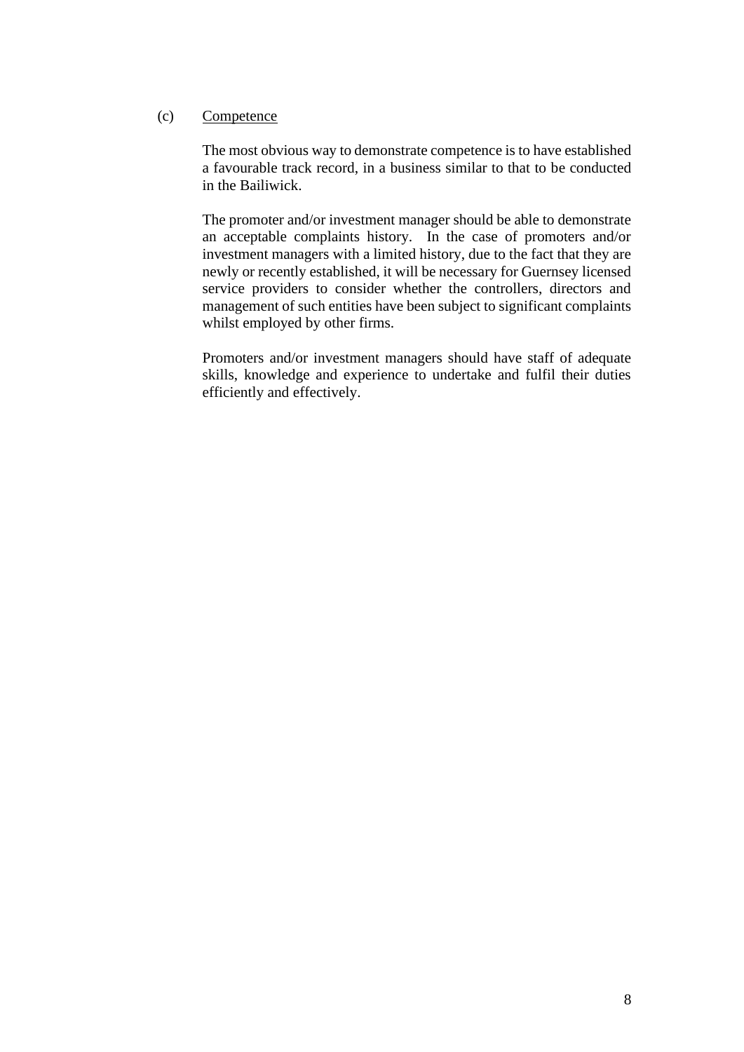(c) <u>Competence</u>

The most obvious way to demonstrate competence is to have established a favourable track record, in a business similar to that to be conducted in the Bailiwick.

The promoter and/or investment manager should be able to demonstrate an acceptable complaints history. In the case of promoters and/or investment managers with a limited history, due to the fact that they are newly or recently established, it will be necessary for Guernsey licensed service providers to consider whether the controllers, directors and management of such entities have been subject to significant complaints whilst employed by other firms.

Promoters and/or investment managers should have staff of adequate skills, knowledge and experience to undertake and fulfil their duties efficiently and effectively.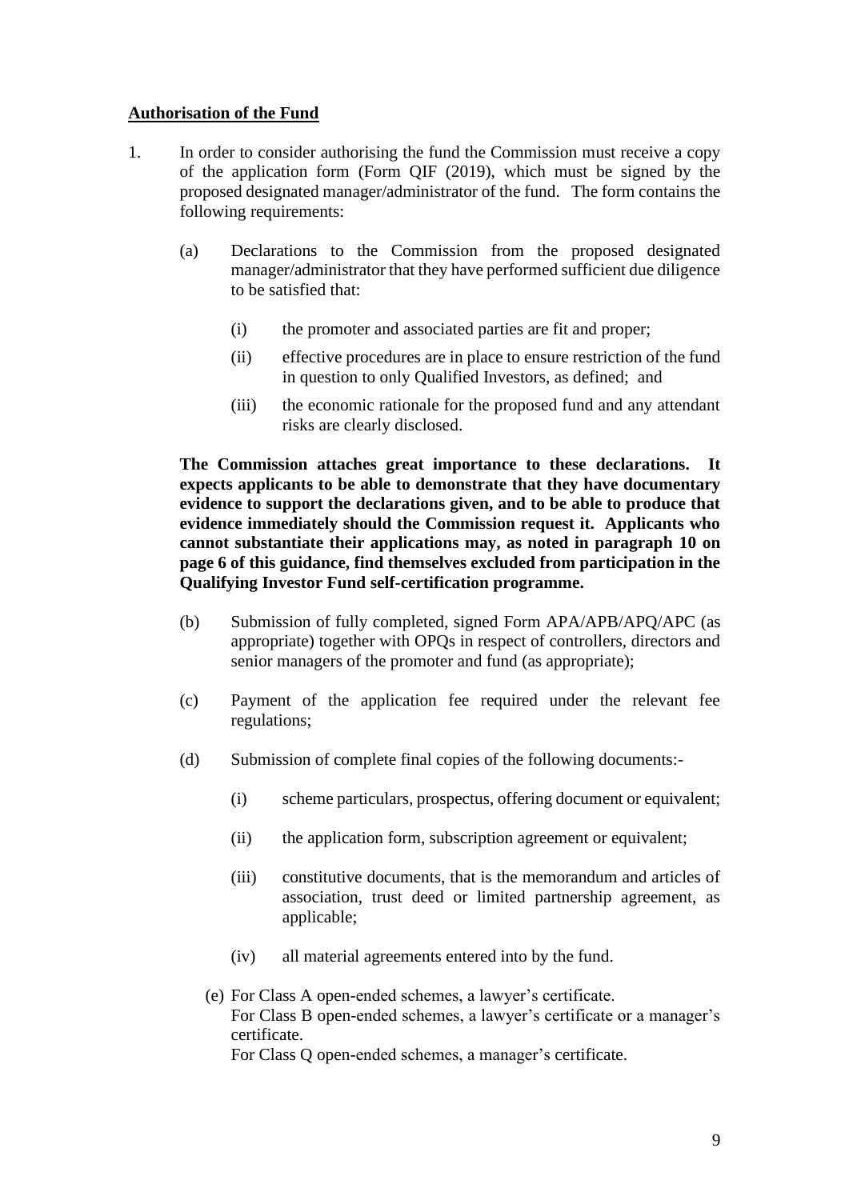**Authorisation of the Fund**

1. In order to consider authorising the fund the Commission must receive a copy of the application form (Form QIF (2019), which must be signed by the proposed designated manager/administrator of the fund. The form contains the following requirements:

   (a) Declarations to the Commission from the proposed designated manager/administrator that they have performed sufficient due diligence to be satisfied that:

      (i) the promoter and associated parties are fit and proper;

      (ii) effective procedures are in place to ensure restriction of the fund in question to only Qualified Investors, as defined; and

      (iii) the economic rationale for the proposed fund and any attendant risks are clearly disclosed.

   **The Commission attaches great importance to these declarations. It expects applicants to be able to demonstrate that they have documentary evidence to support the declarations given, and to be able to produce that evidence immediately should the Commission request it. Applicants who cannot substantiate their applications may, as noted in paragraph 10 on page 6 of this guidance, find themselves excluded from participation in the Qualifying Investor Fund self-certification programme.**

   (b) Submission of fully completed, signed Form APA/APB/APQ/APC (as appropriate) together with OPQs in respect of controllers, directors and senior managers of the promoter and fund (as appropriate);

   (c) Payment of the application fee required under the relevant fee regulations;

   (d) Submission of complete final copies of the following documents:-

      (i) scheme particulars, prospectus, offering document or equivalent;

      (ii) the application form, subscription agreement or equivalent;

      (iii) constitutive documents, that is the memorandum and articles of association, trust deed or limited partnership agreement, as applicable;

      (iv) all material agreements entered into by the fund.

   (e) For Class A open-ended schemes, a lawyer's certificate.
   For Class B open-ended schemes, a lawyer's certificate or a manager's certificate.
   For Class Q open-ended schemes, a manager's certificate.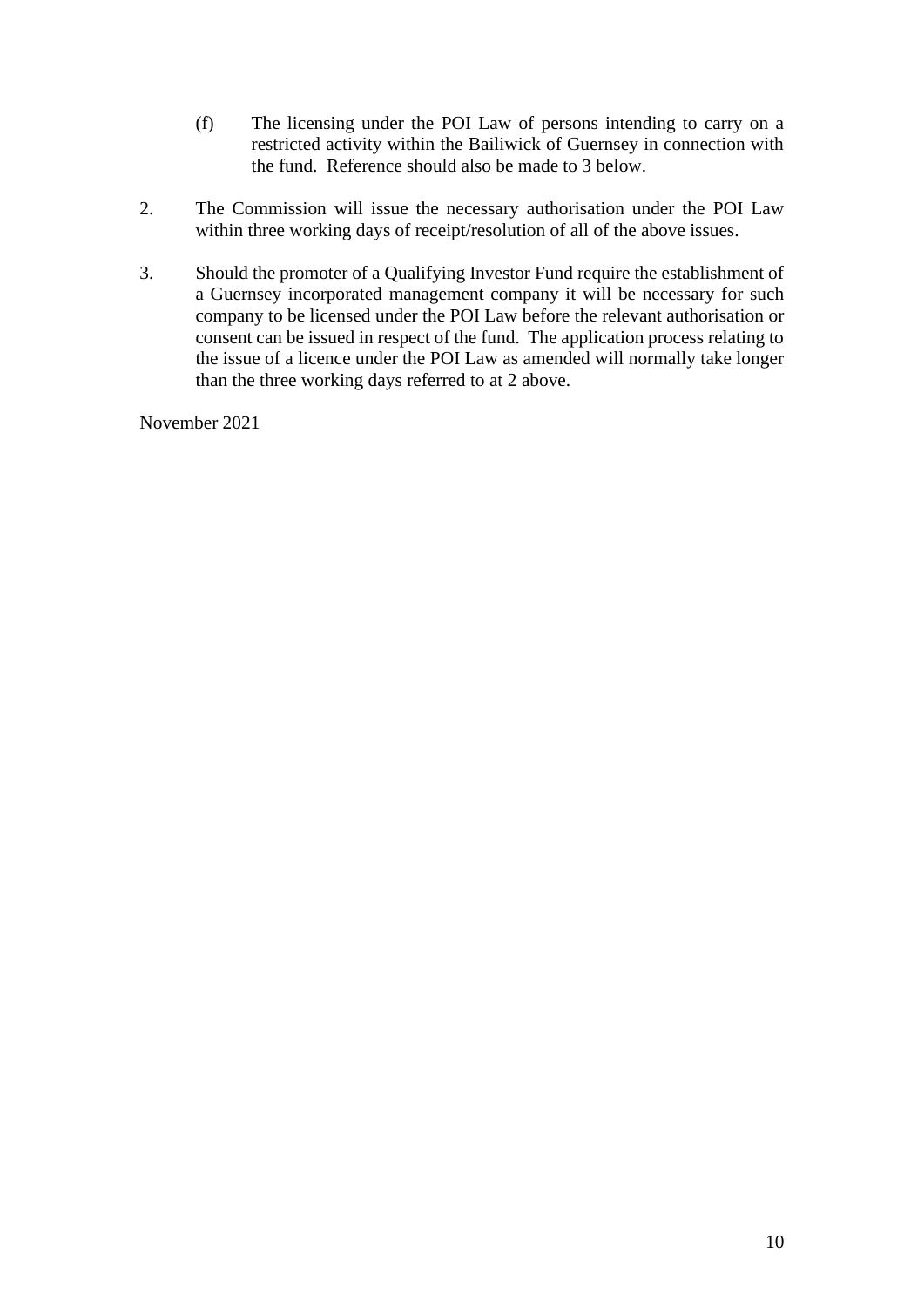(f) The licensing under the POI Law of persons intending to carry on a restricted activity within the Bailiwick of Guernsey in connection with the fund. Reference should also be made to 3 below.

2. The Commission will issue the necessary authorisation under the POI Law within three working days of receipt/resolution of all of the above issues.

3. Should the promoter of a Qualifying Investor Fund require the establishment of a Guernsey incorporated management company it will be necessary for such company to be licensed under the POI Law before the relevant authorisation or consent can be issued in respect of the fund. The application process relating to the issue of a licence under the POI Law as amended will normally take longer than the three working days referred to at 2 above.

November 2021